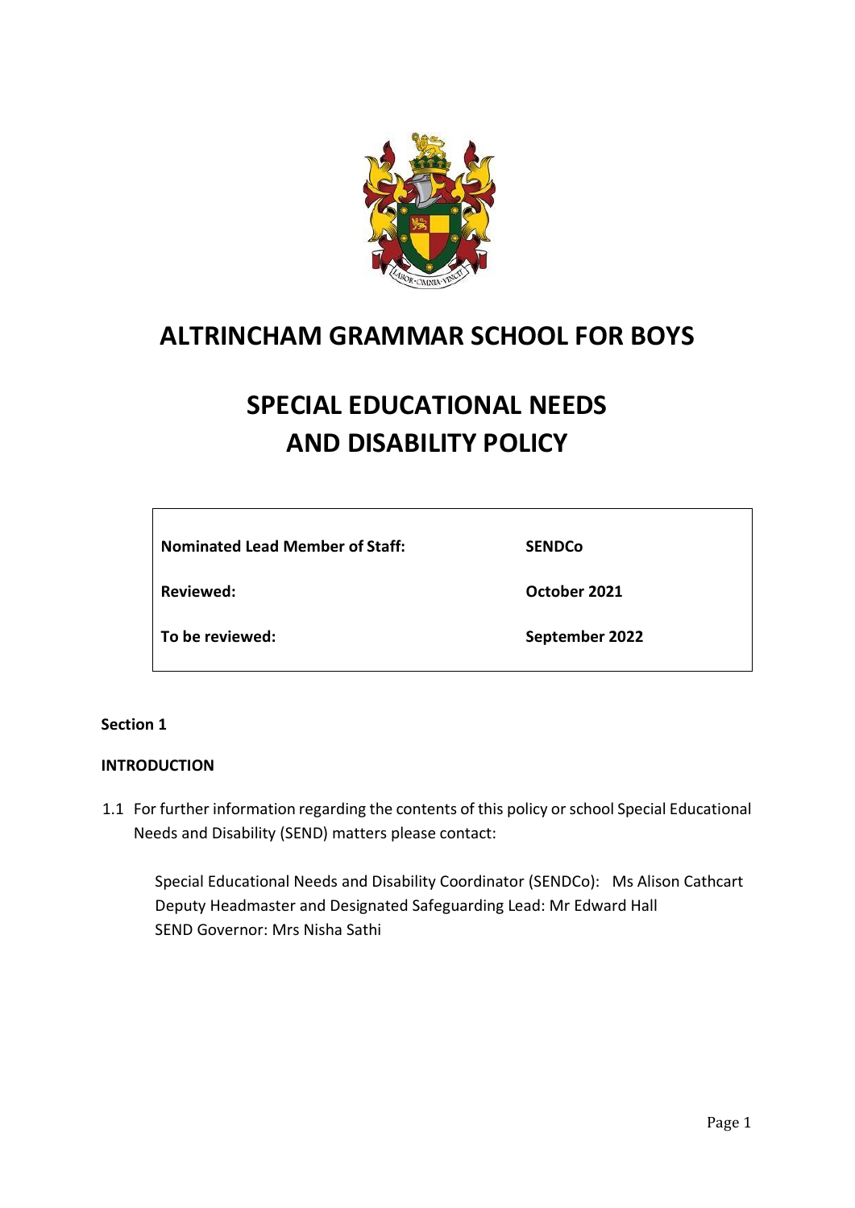# ALTRINCHAM GRAMMAR SCHOOL FOR BOYS

# SPECIAL EDUCATIONAL NEEDS AND DISABILITY POLICY

| | |
|---|---|
| **Nominated Lead Member of Staff:** | **SENDCo** |
| **Reviewed:** | **October 2021** |
| **To be reviewed:** | **September 2022** |

**Section 1**

## INTRODUCTION

1.1 For further information regarding the contents of this policy or school Special Educational Needs and Disability (SEND) matters please contact:

Special Educational Needs and Disability Coordinator (SENDCo): Ms Alison Cathcart
Deputy Headmaster and Designated Safeguarding Lead: Mr Edward Hall
SEND Governor: Mrs Nisha Sathi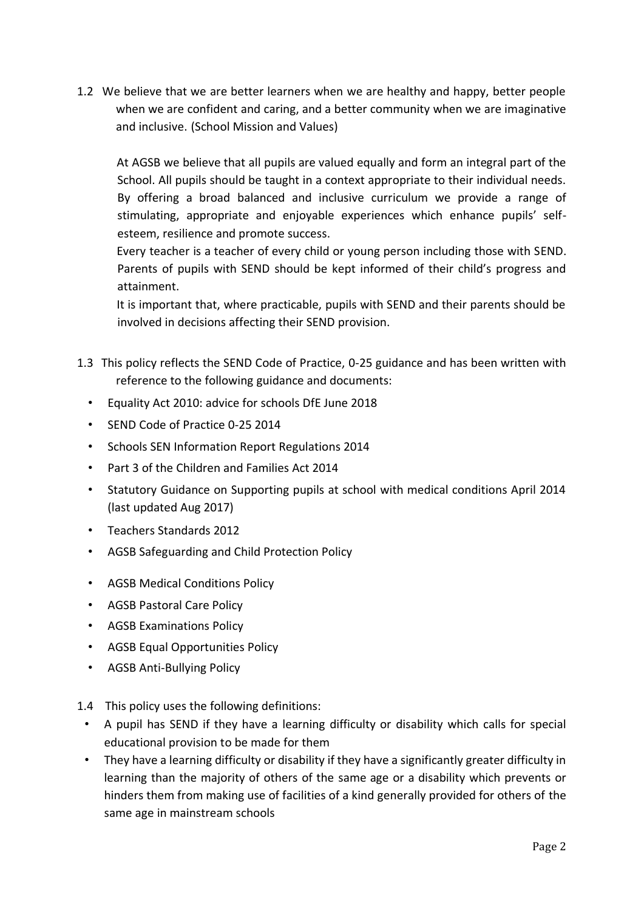1.2 We believe that we are better learners when we are healthy and happy, better people when we are confident and caring, and a better community when we are imaginative and inclusive. (School Mission and Values)

At AGSB we believe that all pupils are valued equally and form an integral part of the School. All pupils should be taught in a context appropriate to their individual needs. By offering a broad balanced and inclusive curriculum we provide a range of stimulating, appropriate and enjoyable experiences which enhance pupils' self-esteem, resilience and promote success.

Every teacher is a teacher of every child or young person including those with SEND. Parents of pupils with SEND should be kept informed of their child's progress and attainment.

It is important that, where practicable, pupils with SEND and their parents should be involved in decisions affecting their SEND provision.

1.3 This policy reflects the SEND Code of Practice, 0-25 guidance and has been written with reference to the following guidance and documents:

- Equality Act 2010: advice for schools DfE June 2018
- SEND Code of Practice 0-25 2014
- Schools SEN Information Report Regulations 2014
- Part 3 of the Children and Families Act 2014
- Statutory Guidance on Supporting pupils at school with medical conditions April 2014 (last updated Aug 2017)
- Teachers Standards 2012
- AGSB Safeguarding and Child Protection Policy
- AGSB Medical Conditions Policy
- AGSB Pastoral Care Policy
- AGSB Examinations Policy
- AGSB Equal Opportunities Policy
- AGSB Anti-Bullying Policy

1.4 This policy uses the following definitions:

- A pupil has SEND if they have a learning difficulty or disability which calls for special educational provision to be made for them
- They have a learning difficulty or disability if they have a significantly greater difficulty in learning than the majority of others of the same age or a disability which prevents or hinders them from making use of facilities of a kind generally provided for others of the same age in mainstream schools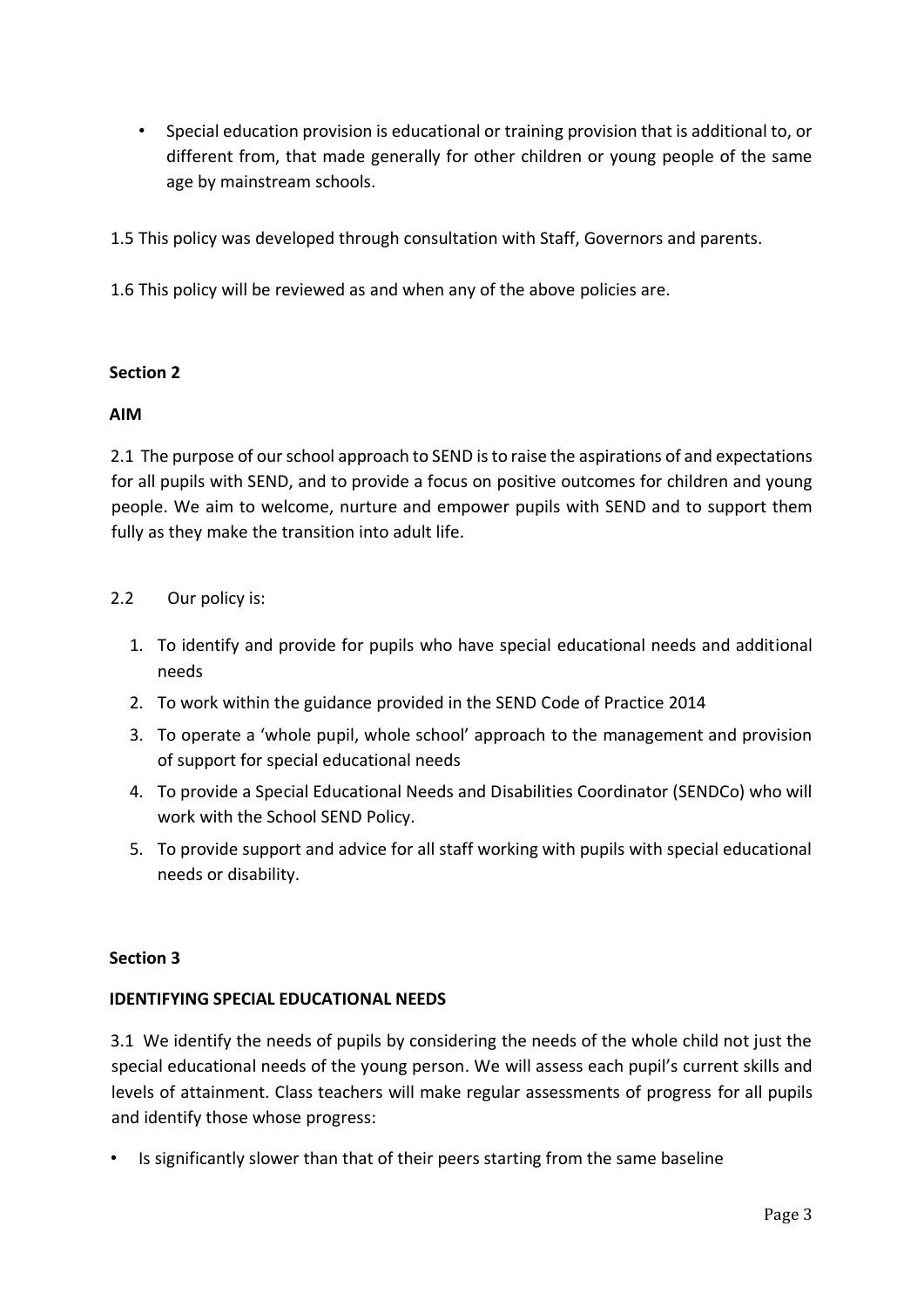- Special education provision is educational or training provision that is additional to, or different from, that made generally for other children or young people of the same age by mainstream schools.

1.5 This policy was developed through consultation with Staff, Governors and parents.

1.6 This policy will be reviewed as and when any of the above policies are.

**Section 2**

**AIM**

2.1 The purpose of our school approach to SEND is to raise the aspirations of and expectations for all pupils with SEND, and to provide a focus on positive outcomes for children and young people. We aim to welcome, nurture and empower pupils with SEND and to support them fully as they make the transition into adult life.

2.2 Our policy is:

1. To identify and provide for pupils who have special educational needs and additional needs
2. To work within the guidance provided in the SEND Code of Practice 2014
3. To operate a 'whole pupil, whole school' approach to the management and provision of support for special educational needs
4. To provide a Special Educational Needs and Disabilities Coordinator (SENDCo) who will work with the School SEND Policy.
5. To provide support and advice for all staff working with pupils with special educational needs or disability.

**Section 3**

**IDENTIFYING SPECIAL EDUCATIONAL NEEDS**

3.1 We identify the needs of pupils by considering the needs of the whole child not just the special educational needs of the young person. We will assess each pupil's current skills and levels of attainment. Class teachers will make regular assessments of progress for all pupils and identify those whose progress:

- Is significantly slower than that of their peers starting from the same baseline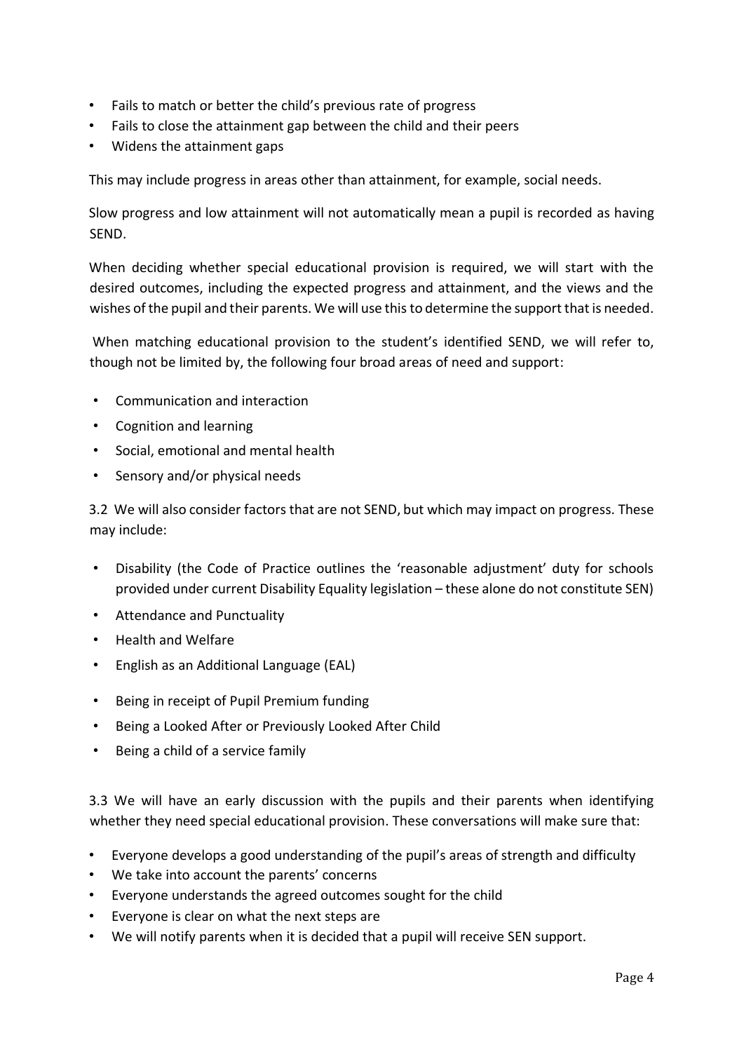- Fails to match or better the child's previous rate of progress
- Fails to close the attainment gap between the child and their peers
- Widens the attainment gaps

This may include progress in areas other than attainment, for example, social needs.

Slow progress and low attainment will not automatically mean a pupil is recorded as having SEND.

When deciding whether special educational provision is required, we will start with the desired outcomes, including the expected progress and attainment, and the views and the wishes of the pupil and their parents. We will use this to determine the support that is needed.

When matching educational provision to the student's identified SEND, we will refer to, though not be limited by, the following four broad areas of need and support:

- Communication and interaction
- Cognition and learning
- Social, emotional and mental health
- Sensory and/or physical needs

3.2 We will also consider factors that are not SEND, but which may impact on progress. These may include:

- Disability (the Code of Practice outlines the 'reasonable adjustment' duty for schools provided under current Disability Equality legislation – these alone do not constitute SEN)
- Attendance and Punctuality
- Health and Welfare
- English as an Additional Language (EAL)
- Being in receipt of Pupil Premium funding
- Being a Looked After or Previously Looked After Child
- Being a child of a service family

3.3 We will have an early discussion with the pupils and their parents when identifying whether they need special educational provision. These conversations will make sure that:

- Everyone develops a good understanding of the pupil's areas of strength and difficulty
- We take into account the parents' concerns
- Everyone understands the agreed outcomes sought for the child
- Everyone is clear on what the next steps are
- We will notify parents when it is decided that a pupil will receive SEN support.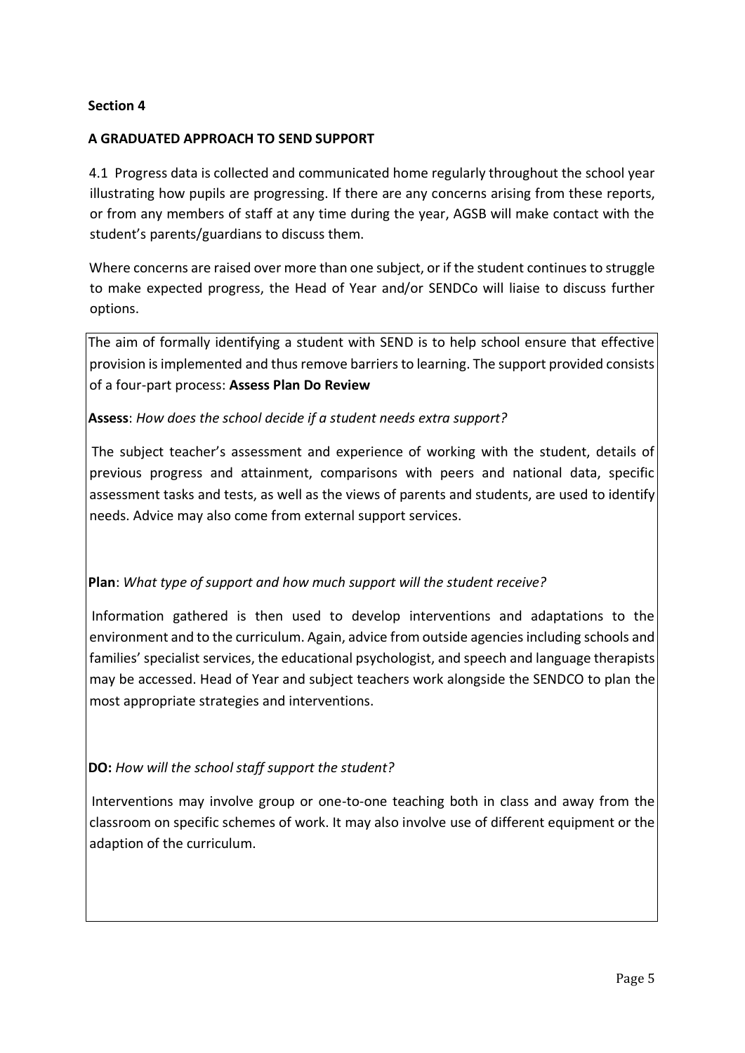**Section 4**

**A GRADUATED APPROACH TO SEND SUPPORT**

4.1 Progress data is collected and communicated home regularly throughout the school year illustrating how pupils are progressing. If there are any concerns arising from these reports, or from any members of staff at any time during the year, AGSB will make contact with the student's parents/guardians to discuss them.

Where concerns are raised over more than one subject, or if the student continues to struggle to make expected progress, the Head of Year and/or SENDCo will liaise to discuss further options.

The aim of formally identifying a student with SEND is to help school ensure that effective provision is implemented and thus remove barriers to learning. The support provided consists of a four-part process: **Assess Plan Do Review**

**Assess**: *How does the school decide if a student needs extra support?*

The subject teacher's assessment and experience of working with the student, details of previous progress and attainment, comparisons with peers and national data, specific assessment tasks and tests, as well as the views of parents and students, are used to identify needs. Advice may also come from external support services.

**Plan**: *What type of support and how much support will the student receive?*

Information gathered is then used to develop interventions and adaptations to the environment and to the curriculum. Again, advice from outside agencies including schools and families' specialist services, the educational psychologist, and speech and language therapists may be accessed. Head of Year and subject teachers work alongside the SENDCO to plan the most appropriate strategies and interventions.

**DO:** *How will the school staff support the student?*

Interventions may involve group or one-to-one teaching both in class and away from the classroom on specific schemes of work. It may also involve use of different equipment or the adaption of the curriculum.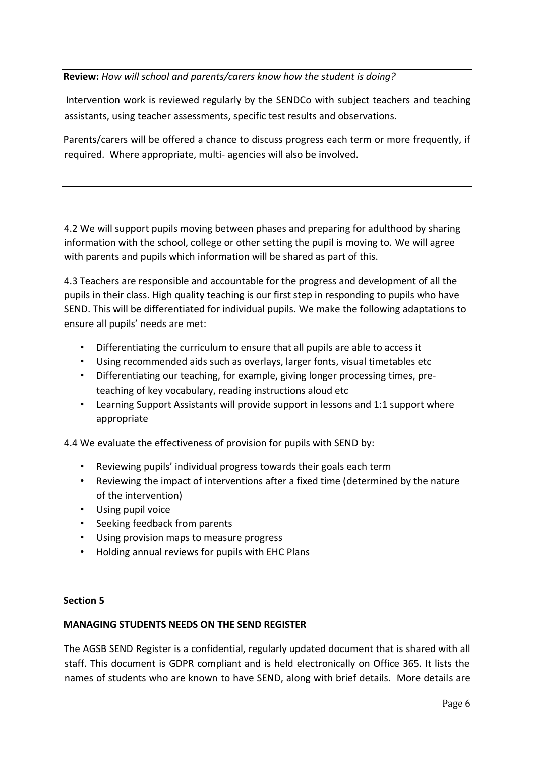**Review:** *How will school and parents/carers know how the student is doing?*

Intervention work is reviewed regularly by the SENDCo with subject teachers and teaching assistants, using teacher assessments, specific test results and observations.

Parents/carers will be offered a chance to discuss progress each term or more frequently, if required. Where appropriate, multi- agencies will also be involved.

4.2 We will support pupils moving between phases and preparing for adulthood by sharing information with the school, college or other setting the pupil is moving to. We will agree with parents and pupils which information will be shared as part of this.

4.3 Teachers are responsible and accountable for the progress and development of all the pupils in their class. High quality teaching is our first step in responding to pupils who have SEND. This will be differentiated for individual pupils. We make the following adaptations to ensure all pupils' needs are met:

- Differentiating the curriculum to ensure that all pupils are able to access it
- Using recommended aids such as overlays, larger fonts, visual timetables etc
- Differentiating our teaching, for example, giving longer processing times, pre-teaching of key vocabulary, reading instructions aloud etc
- Learning Support Assistants will provide support in lessons and 1:1 support where appropriate

4.4 We evaluate the effectiveness of provision for pupils with SEND by:

- Reviewing pupils' individual progress towards their goals each term
- Reviewing the impact of interventions after a fixed time (determined by the nature of the intervention)
- Using pupil voice
- Seeking feedback from parents
- Using provision maps to measure progress
- Holding annual reviews for pupils with EHC Plans

## Section 5

### MANAGING STUDENTS NEEDS ON THE SEND REGISTER

The AGSB SEND Register is a confidential, regularly updated document that is shared with all staff. This document is GDPR compliant and is held electronically on Office 365. It lists the names of students who are known to have SEND, along with brief details. More details are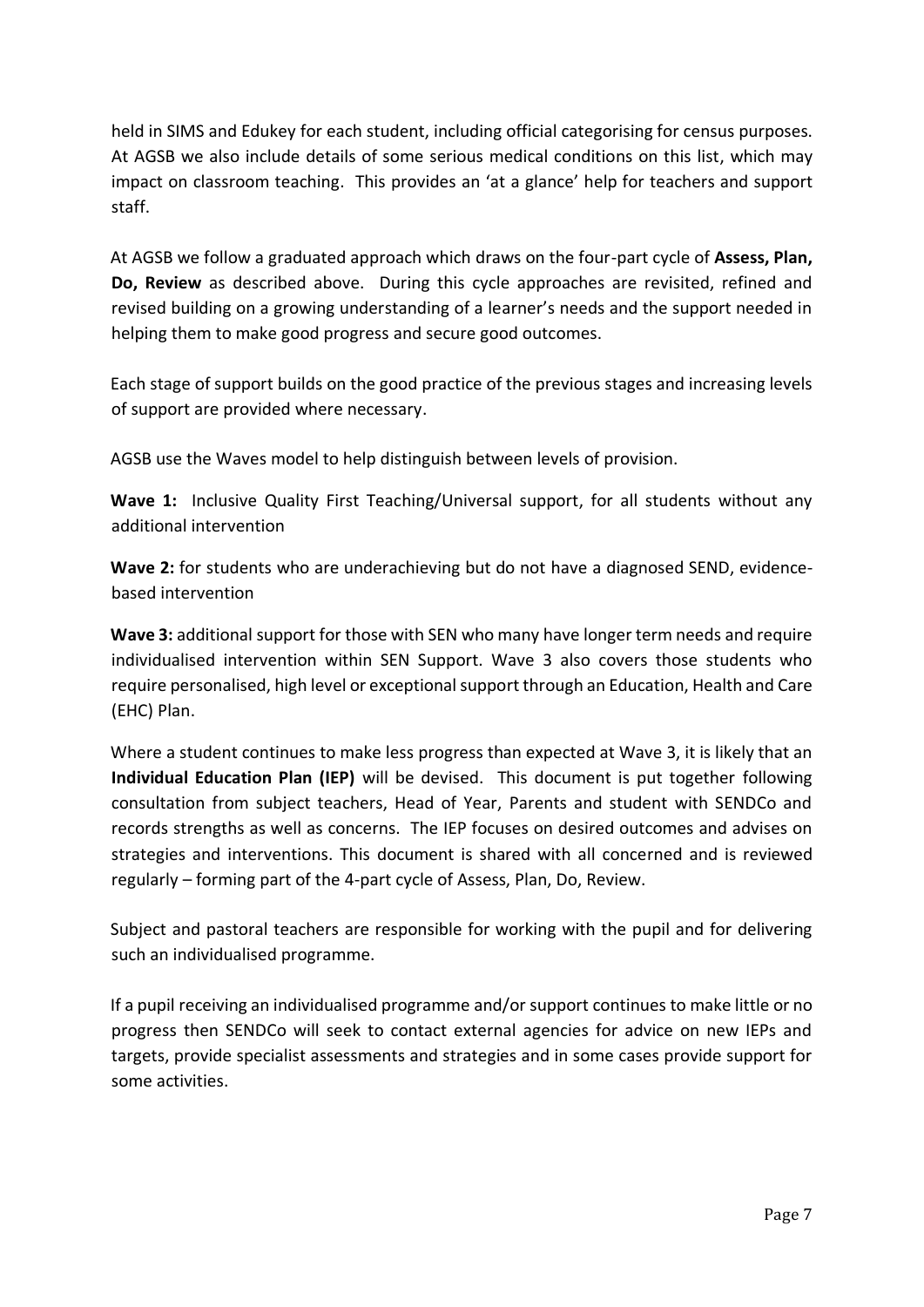held in SIMS and Edukey for each student, including official categorising for census purposes. At AGSB we also include details of some serious medical conditions on this list, which may impact on classroom teaching. This provides an 'at a glance' help for teachers and support staff.

At AGSB we follow a graduated approach which draws on the four-part cycle of **Assess, Plan, Do, Review** as described above. During this cycle approaches are revisited, refined and revised building on a growing understanding of a learner's needs and the support needed in helping them to make good progress and secure good outcomes.

Each stage of support builds on the good practice of the previous stages and increasing levels of support are provided where necessary.

AGSB use the Waves model to help distinguish between levels of provision.

**Wave 1:** Inclusive Quality First Teaching/Universal support, for all students without any additional intervention

**Wave 2:** for students who are underachieving but do not have a diagnosed SEND, evidence-based intervention

**Wave 3:** additional support for those with SEN who many have longer term needs and require individualised intervention within SEN Support. Wave 3 also covers those students who require personalised, high level or exceptional support through an Education, Health and Care (EHC) Plan.

Where a student continues to make less progress than expected at Wave 3, it is likely that an **Individual Education Plan (IEP)** will be devised. This document is put together following consultation from subject teachers, Head of Year, Parents and student with SENDCo and records strengths as well as concerns. The IEP focuses on desired outcomes and advises on strategies and interventions. This document is shared with all concerned and is reviewed regularly – forming part of the 4-part cycle of Assess, Plan, Do, Review.

Subject and pastoral teachers are responsible for working with the pupil and for delivering such an individualised programme.

If a pupil receiving an individualised programme and/or support continues to make little or no progress then SENDCo will seek to contact external agencies for advice on new IEPs and targets, provide specialist assessments and strategies and in some cases provide support for some activities.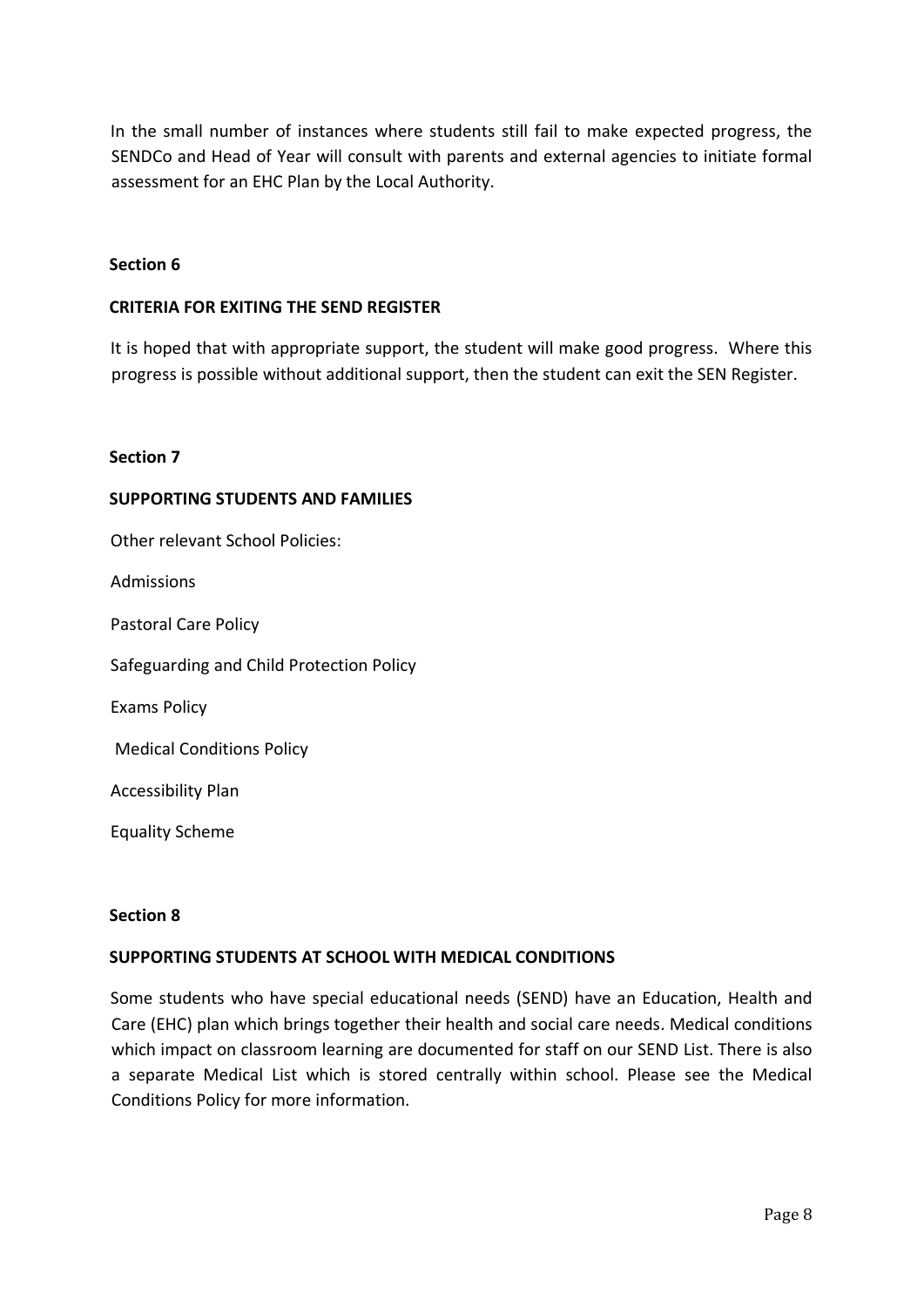In the small number of instances where students still fail to make expected progress, the SENDCo and Head of Year will consult with parents and external agencies to initiate formal assessment for an EHC Plan by the Local Authority.

**Section 6**

## CRITERIA FOR EXITING THE SEND REGISTER

It is hoped that with appropriate support, the student will make good progress. Where this progress is possible without additional support, then the student can exit the SEN Register.

**Section 7**

## SUPPORTING STUDENTS AND FAMILIES

Other relevant School Policies:

Admissions

Pastoral Care Policy

Safeguarding and Child Protection Policy

Exams Policy

Medical Conditions Policy

Accessibility Plan

Equality Scheme

**Section 8**

## SUPPORTING STUDENTS AT SCHOOL WITH MEDICAL CONDITIONS

Some students who have special educational needs (SEND) have an Education, Health and Care (EHC) plan which brings together their health and social care needs. Medical conditions which impact on classroom learning are documented for staff on our SEND List. There is also a separate Medical List which is stored centrally within school. Please see the Medical Conditions Policy for more information.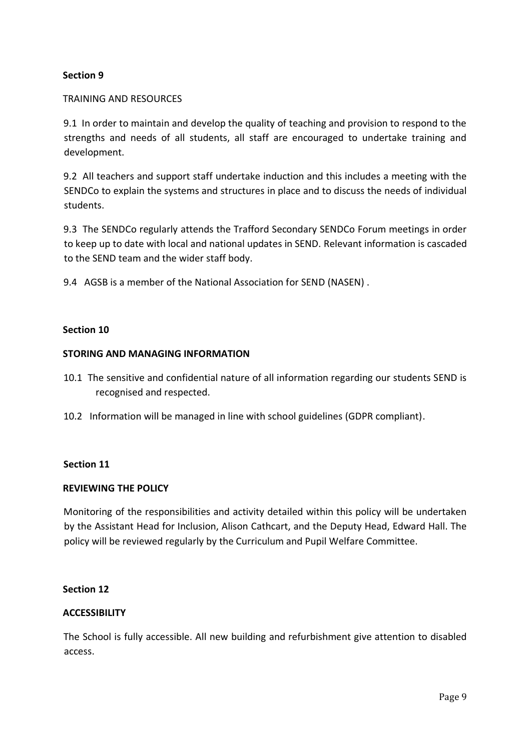**Section 9**

TRAINING AND RESOURCES

9.1 In order to maintain and develop the quality of teaching and provision to respond to the strengths and needs of all students, all staff are encouraged to undertake training and development.

9.2 All teachers and support staff undertake induction and this includes a meeting with the SENDCo to explain the systems and structures in place and to discuss the needs of individual students.

9.3 The SENDCo regularly attends the Trafford Secondary SENDCo Forum meetings in order to keep up to date with local and national updates in SEND. Relevant information is cascaded to the SEND team and the wider staff body.

9.4 AGSB is a member of the National Association for SEND (NASEN) .

**Section 10**

**STORING AND MANAGING INFORMATION**

10.1 The sensitive and confidential nature of all information regarding our students SEND is recognised and respected.

10.2 Information will be managed in line with school guidelines (GDPR compliant).

**Section 11**

**REVIEWING THE POLICY**

Monitoring of the responsibilities and activity detailed within this policy will be undertaken by the Assistant Head for Inclusion, Alison Cathcart, and the Deputy Head, Edward Hall. The policy will be reviewed regularly by the Curriculum and Pupil Welfare Committee.

**Section 12**

**ACCESSIBILITY**

The School is fully accessible. All new building and refurbishment give attention to disabled access.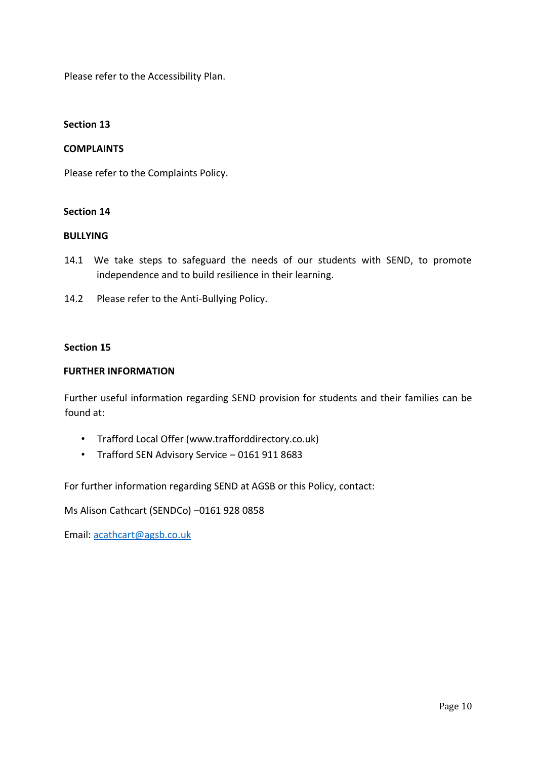Please refer to the Accessibility Plan.

**Section 13**

**COMPLAINTS**

Please refer to the Complaints Policy.

**Section 14**

**BULLYING**

14.1 We take steps to safeguard the needs of our students with SEND, to promote independence and to build resilience in their learning.

14.2 Please refer to the Anti-Bullying Policy.

**Section 15**

**FURTHER INFORMATION**

Further useful information regarding SEND provision for students and their families can be found at:

- Trafford Local Offer (www.trafforddirectory.co.uk)
- Trafford SEN Advisory Service – 0161 911 8683

For further information regarding SEND at AGSB or this Policy, contact:

Ms Alison Cathcart (SENDCo) –0161 928 0858

Email: acathcart@agsb.co.uk